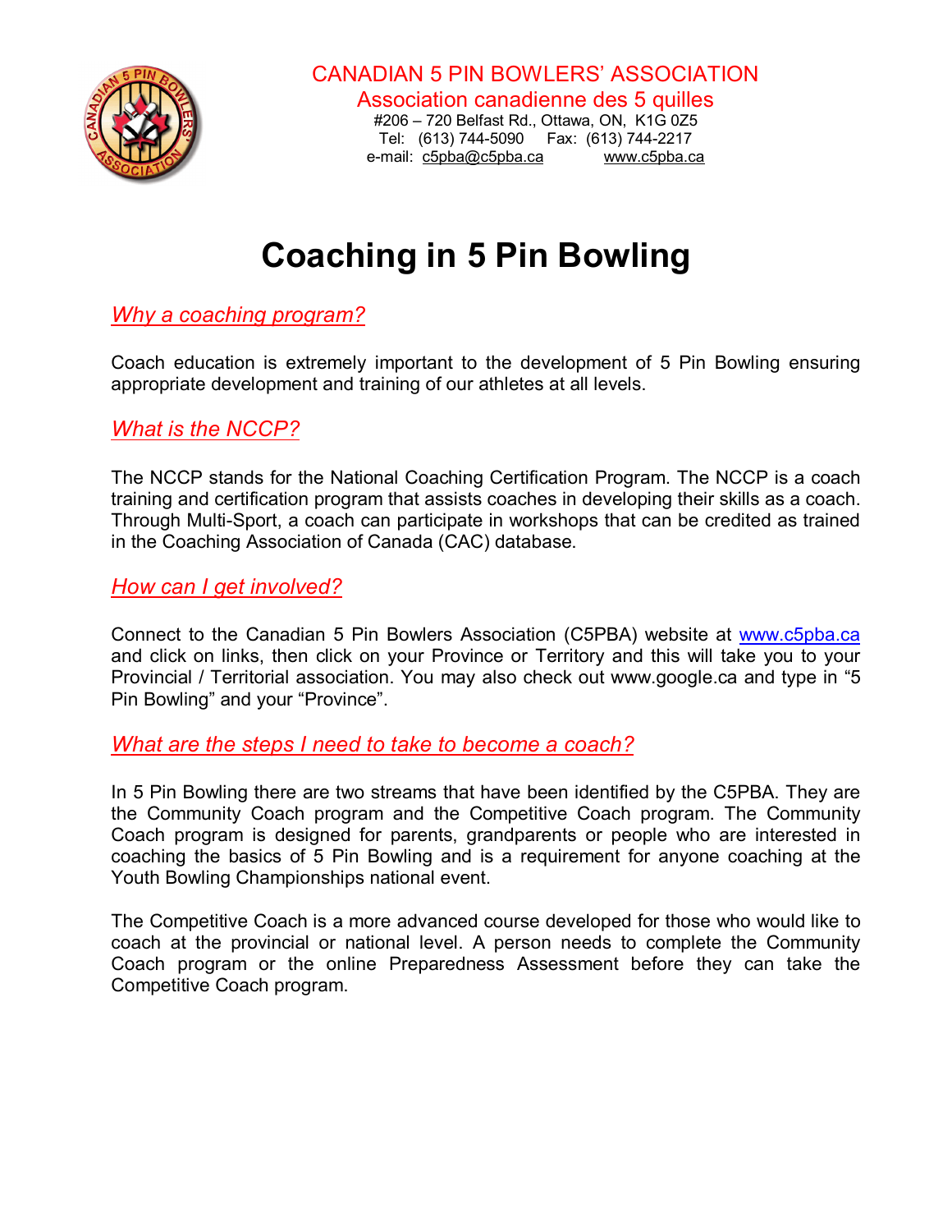CANADIAN 5 PIN BOWLERS' ASSOCIATION

Association canadienne des 5 quilles

#206 – 720 Belfast Rd., Ottawa, ON, K1G 0Z5

Tel: (613) 744-5090 Fax: (613) 744-2217

e-mail: c5pba@c5pba.ca www.c5pba.ca

# Coaching in 5 Pin Bowling

## *Why a coaching program?*

Coach education is extremely important to the development of 5 Pin Bowling ensuring appropriate development and training of our athletes at all levels.

## *What is the NCCP?*

The NCCP stands for the National Coaching Certification Program. The NCCP is a coach training and certification program that assists coaches in developing their skills as a coach. Through Multi-Sport, a coach can participate in workshops that can be credited as trained in the Coaching Association of Canada (CAC) database.

## *How can I get involved?*

Connect to the Canadian 5 Pin Bowlers Association (C5PBA) website at www.c5pba.ca and click on links, then click on your Province or Territory and this will take you to your Provincial / Territorial association. You may also check out www.google.ca and type in "5 Pin Bowling" and your "Province".

## *What are the steps I need to take to become a coach?*

In 5 Pin Bowling there are two streams that have been identified by the C5PBA. They are the Community Coach program and the Competitive Coach program. The Community Coach program is designed for parents, grandparents or people who are interested in coaching the basics of 5 Pin Bowling and is a requirement for anyone coaching at the Youth Bowling Championships national event.

The Competitive Coach is a more advanced course developed for those who would like to coach at the provincial or national level. A person needs to complete the Community Coach program or the online Preparedness Assessment before they can take the Competitive Coach program.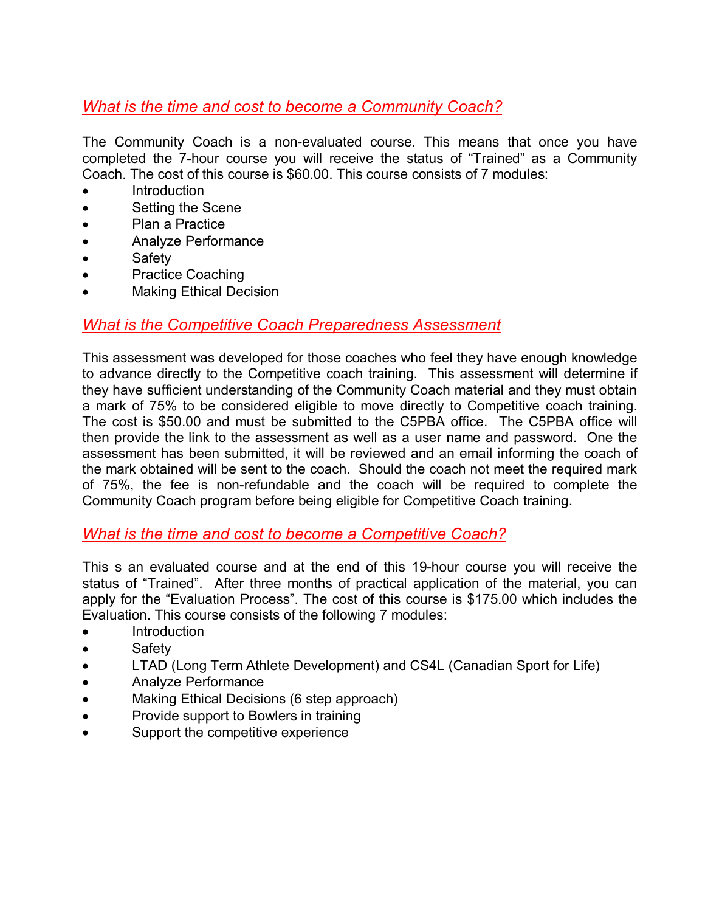## *What is the time and cost to become a Community Coach?*

The Community Coach is a non-evaluated course. This means that once you have completed the 7-hour course you will receive the status of "Trained" as a Community Coach. The cost of this course is $60.00. This course consists of 7 modules:

- Introduction
- Setting the Scene
- Plan a Practice
- Analyze Performance
- Safety
- Practice Coaching
- Making Ethical Decision

## *What is the Competitive Coach Preparedness Assessment*

This assessment was developed for those coaches who feel they have enough knowledge to advance directly to the Competitive coach training. This assessment will determine if they have sufficient understanding of the Community Coach material and they must obtain a mark of 75% to be considered eligible to move directly to Competitive coach training. The cost is $50.00 and must be submitted to the C5PBA office. The C5PBA office will then provide the link to the assessment as well as a user name and password. One the assessment has been submitted, it will be reviewed and an email informing the coach of the mark obtained will be sent to the coach. Should the coach not meet the required mark of 75%, the fee is non-refundable and the coach will be required to complete the Community Coach program before being eligible for Competitive Coach training.

## *What is the time and cost to become a Competitive Coach?*

This s an evaluated course and at the end of this 19-hour course you will receive the status of "Trained". After three months of practical application of the material, you can apply for the "Evaluation Process". The cost of this course is $175.00 which includes the Evaluation. This course consists of the following 7 modules:

- Introduction
- Safety
- LTAD (Long Term Athlete Development) and CS4L (Canadian Sport for Life)
- Analyze Performance
- Making Ethical Decisions (6 step approach)
- Provide support to Bowlers in training
- Support the competitive experience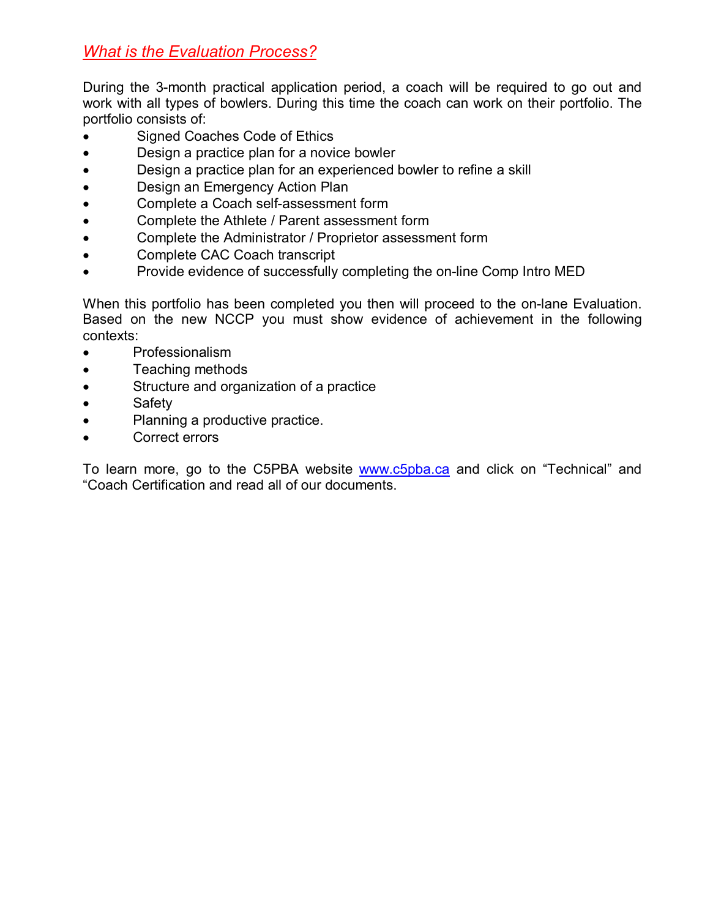## *What is the Evaluation Process?*

During the 3-month practical application period, a coach will be required to go out and work with all types of bowlers. During this time the coach can work on their portfolio. The portfolio consists of:

- Signed Coaches Code of Ethics
- Design a practice plan for a novice bowler
- Design a practice plan for an experienced bowler to refine a skill
- Design an Emergency Action Plan
- Complete a Coach self-assessment form
- Complete the Athlete / Parent assessment form
- Complete the Administrator / Proprietor assessment form
- Complete CAC Coach transcript
- Provide evidence of successfully completing the on-line Comp Intro MED

When this portfolio has been completed you then will proceed to the on-lane Evaluation. Based on the new NCCP you must show evidence of achievement in the following contexts:

- Professionalism
- Teaching methods
- Structure and organization of a practice
- Safety
- Planning a productive practice.
- Correct errors

To learn more, go to the C5PBA website www.c5pba.ca and click on "Technical" and "Coach Certification and read all of our documents.